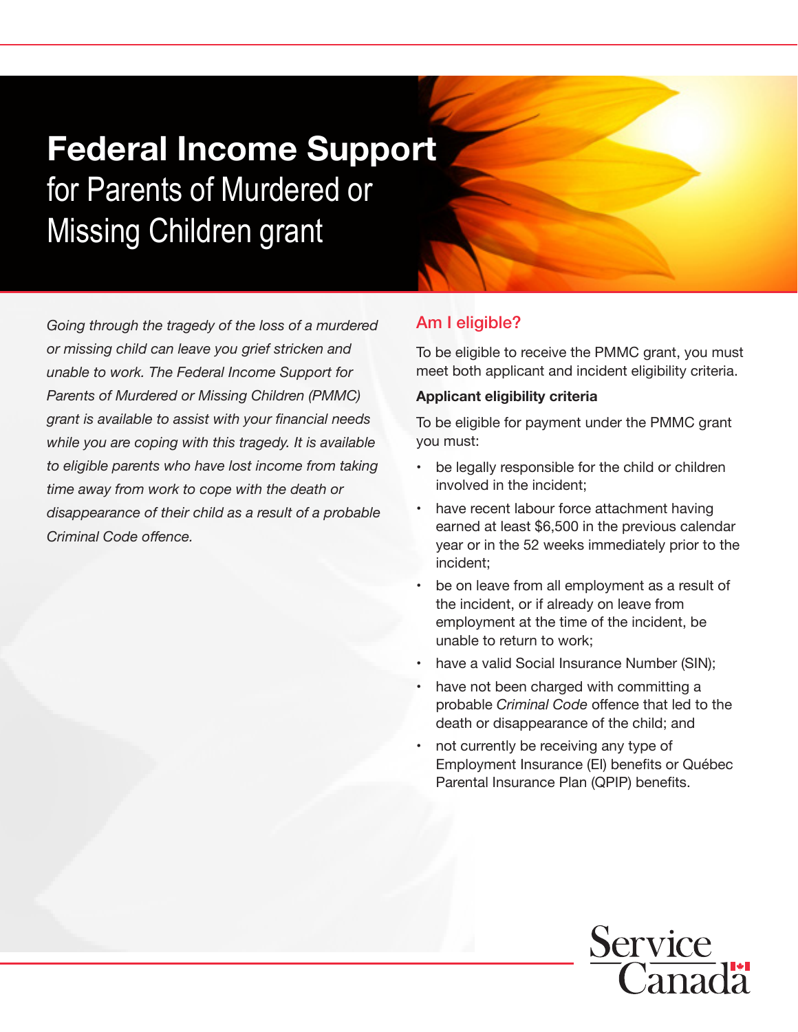# **Federal Income Support** for Parents of Murdered or Missing Children grant

*Going through the tragedy of the loss of a murdered or missing child can leave you grief stricken and unable to work. The Federal Income Support for Parents of Murdered or Missing Children (PMMC) grant is available to assist with your financial needs while you are coping with this tragedy. It is available to eligible parents who have lost income from taking time away from work to cope with the death or disappearance of their child as a result of a probable Criminal Code offence.*

## Am I eligible?

To be eligible to receive the PMMC grant, you must meet both applicant and incident eligibility criteria.

**Applicant eligibility criteria**

To be eligible for payment under the PMMC grant you must:

- be legally responsible for the child or children involved in the incident;
- have recent labour force attachment having earned at least $6,500 in the previous calendar year or in the 52 weeks immediately prior to the incident;
- be on leave from all employment as a result of the incident, or if already on leave from employment at the time of the incident, be unable to return to work;
- have a valid Social Insurance Number (SIN);
- have not been charged with committing a probable *Criminal Code* offence that led to the death or disappearance of the child; and
- not currently be receiving any type of Employment Insurance (EI) benefits or Québec Parental Insurance Plan (QPIP) benefits.

Service Canada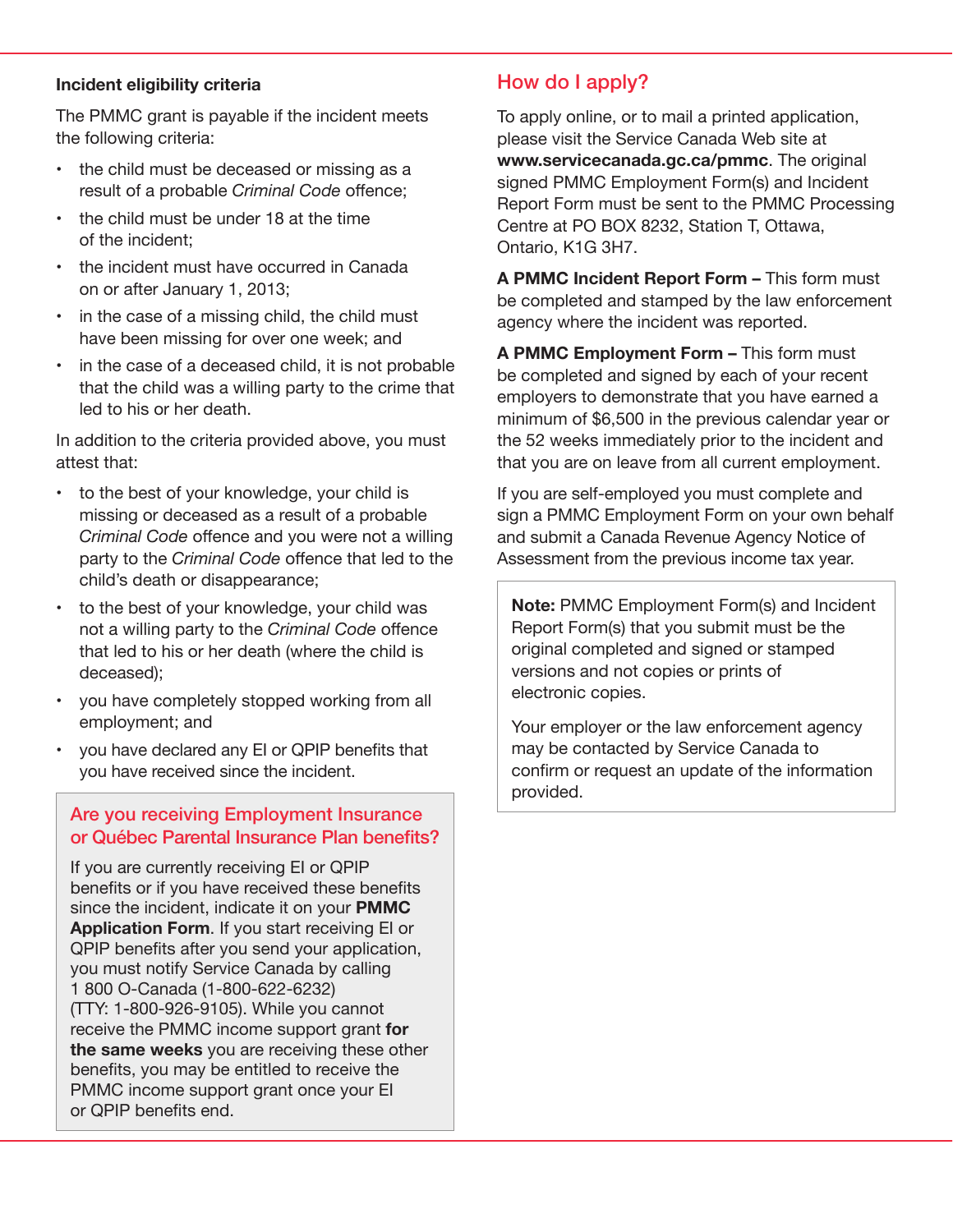**Incident eligibility criteria**

The PMMC grant is payable if the incident meets the following criteria:

- the child must be deceased or missing as a result of a probable *Criminal Code* offence;
- the child must be under 18 at the time of the incident;
- the incident must have occurred in Canada on or after January 1, 2013;
- in the case of a missing child, the child must have been missing for over one week; and
- in the case of a deceased child, it is not probable that the child was a willing party to the crime that led to his or her death.

In addition to the criteria provided above, you must attest that:

- to the best of your knowledge, your child is missing or deceased as a result of a probable *Criminal Code* offence and you were not a willing party to the *Criminal Code* offence that led to the child's death or disappearance;
- to the best of your knowledge, your child was not a willing party to the *Criminal Code* offence that led to his or her death (where the child is deceased);
- you have completely stopped working from all employment; and
- you have declared any EI or QPIP benefits that you have received since the incident.

### Are you receiving Employment Insurance or Québec Parental Insurance Plan benefits?

If you are currently receiving EI or QPIP benefits or if you have received these benefits since the incident, indicate it on your **PMMC Application Form**. If you start receiving EI or QPIP benefits after you send your application, you must notify Service Canada by calling 1 800 O-Canada (1-800-622-6232) (TTY: 1-800-926-9105). While you cannot receive the PMMC income support grant **for the same weeks** you are receiving these other benefits, you may be entitled to receive the PMMC income support grant once your EI or QPIP benefits end.

## How do I apply?

To apply online, or to mail a printed application, please visit the Service Canada Web site at **www.servicecanada.gc.ca/pmmc**. The original signed PMMC Employment Form(s) and Incident Report Form must be sent to the PMMC Processing Centre at PO BOX 8232, Station T, Ottawa, Ontario, K1G 3H7.

**A PMMC Incident Report Form –** This form must be completed and stamped by the law enforcement agency where the incident was reported.

**A PMMC Employment Form –** This form must be completed and signed by each of your recent employers to demonstrate that you have earned a minimum of $6,500 in the previous calendar year or the 52 weeks immediately prior to the incident and that you are on leave from all current employment.

If you are self-employed you must complete and sign a PMMC Employment Form on your own behalf and submit a Canada Revenue Agency Notice of Assessment from the previous income tax year.

**Note:** PMMC Employment Form(s) and Incident Report Form(s) that you submit must be the original completed and signed or stamped versions and not copies or prints of electronic copies.

Your employer or the law enforcement agency may be contacted by Service Canada to confirm or request an update of the information provided.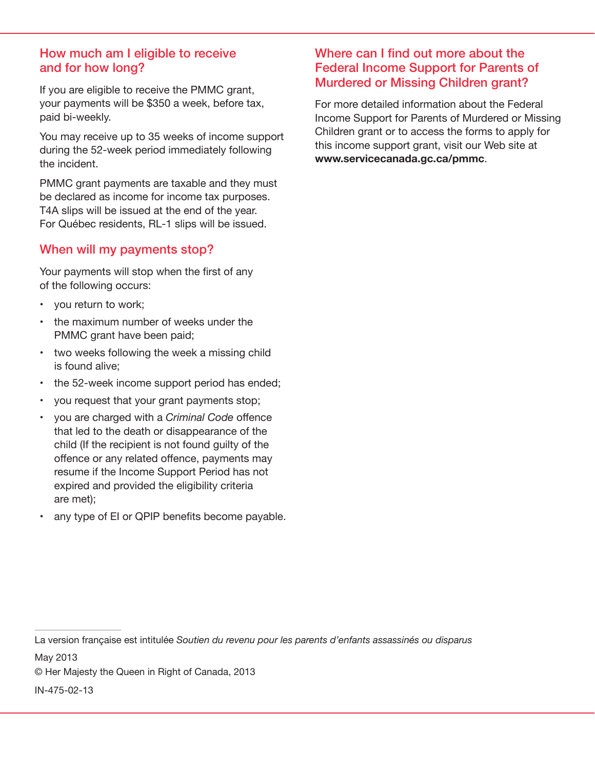## How much am I eligible to receive and for how long?

If you are eligible to receive the PMMC grant, your payments will be $350 a week, before tax, paid bi-weekly.

You may receive up to 35 weeks of income support during the 52-week period immediately following the incident.

PMMC grant payments are taxable and they must be declared as income for income tax purposes. T4A slips will be issued at the end of the year. For Québec residents, RL-1 slips will be issued.

## When will my payments stop?

Your payments will stop when the first of any of the following occurs:

- you return to work;
- the maximum number of weeks under the PMMC grant have been paid;
- two weeks following the week a missing child is found alive;
- the 52-week income support period has ended;
- you request that your grant payments stop;
- you are charged with a *Criminal Code* offence that led to the death or disappearance of the child (If the recipient is not found guilty of the offence or any related offence, payments may resume if the Income Support Period has not expired and provided the eligibility criteria are met);
- any type of EI or QPIP benefits become payable.

## Where can I find out more about the Federal Income Support for Parents of Murdered or Missing Children grant?

For more detailed information about the Federal Income Support for Parents of Murdered or Missing Children grant or to access the forms to apply for this income support grant, visit our Web site at **www.servicecanada.gc.ca/pmmc**.

---

La version française est intitulée *Soutien du revenu pour les parents d'enfants assassinés ou disparus*

May 2013

© Her Majesty the Queen in Right of Canada, 2013

IN-475-02-13